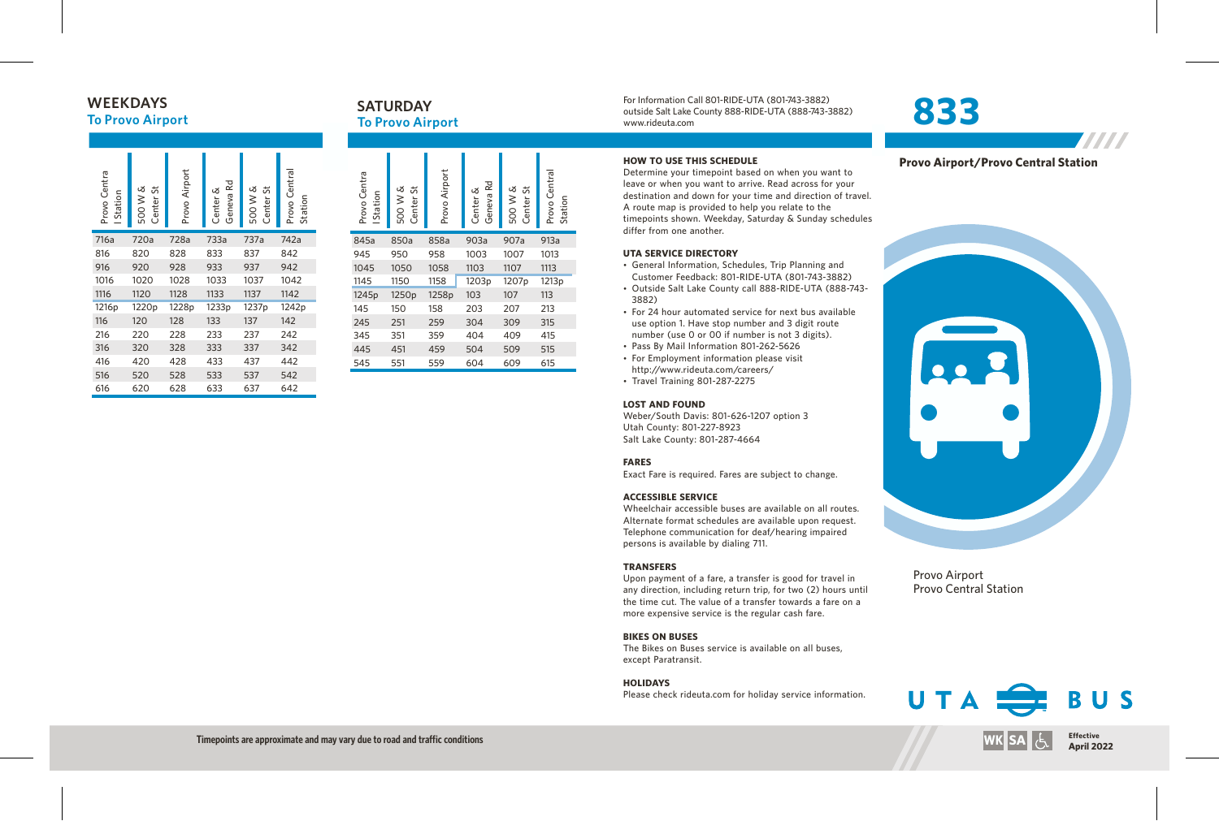# 833

**Provo Airport/Provo Central Station**

Provo Airport
Provo Central Station

For Information Call 801-RIDE-UTA (801-743-3882)
outside Salt Lake County 888-RIDE-UTA (888-743-3882)
www.rideuta.com

## WEEKDAYS
### To Provo Airport

| Provo Central Station | 500 W & Center St | Provo Airport | Center & Geneva Rd | 500 W & Center St | Provo Central Station |
|---|---|---|---|---|---|
| 716a | 720a | 728a | 733a | 737a | 742a |
| 816 | 820 | 828 | 833 | 837 | 842 |
| 916 | 920 | 928 | 933 | 937 | 942 |
| 1016 | 1020 | 1028 | 1033 | 1037 | 1042 |
| 1116 | 1120 | 1128 | 1133 | 1137 | 1142 |
| 1216p | 1220p | 1228p | 1233p | 1237p | 1242p |
| 116 | 120 | 128 | 133 | 137 | 142 |
| 216 | 220 | 228 | 233 | 237 | 242 |
| 316 | 320 | 328 | 333 | 337 | 342 |
| 416 | 420 | 428 | 433 | 437 | 442 |
| 516 | 520 | 528 | 533 | 537 | 542 |
| 616 | 620 | 628 | 633 | 637 | 642 |

## SATURDAY
### To Provo Airport

| Provo Central Station | 500 W & Center St | Provo Airport | Center & Geneva Rd | 500 W & Center St | Provo Central Station |
|---|---|---|---|---|---|
| 845a | 850a | 858a | 903a | 907a | 913a |
| 945 | 950 | 958 | 1003 | 1007 | 1013 |
| 1045 | 1050 | 1058 | 1103 | 1107 | 1113 |
| 1145 | 1150 | 1158 | 1203p | 1207p | 1213p |
| 1245p | 1250p | 1258p | 103 | 107 | 113 |
| 145 | 150 | 158 | 203 | 207 | 213 |
| 245 | 251 | 259 | 304 | 309 | 315 |
| 345 | 351 | 359 | 404 | 409 | 415 |
| 445 | 451 | 459 | 504 | 509 | 515 |
| 545 | 551 | 559 | 604 | 609 | 615 |

**HOW TO USE THIS SCHEDULE**
Determine your timepoint based on when you want to leave or when you want to arrive. Read across for your destination and down for your time and direction of travel. A route map is provided to help you relate to the timepoints shown. Weekday, Saturday & Sunday schedules differ from one another.

**UTA SERVICE DIRECTORY**
- General Information, Schedules, Trip Planning and Customer Feedback: 801-RIDE-UTA (801-743-3882)
- Outside Salt Lake County call 888-RIDE-UTA (888-743-3882)
- For 24 hour automated service for next bus available use option 1. Have stop number and 3 digit route number (use 0 or 00 if number is not 3 digits).
- Pass By Mail Information 801-262-5626
- For Employment information please visit http://www.rideuta.com/careers/
- Travel Training 801-287-2275

**LOST AND FOUND**
Weber/South Davis: 801-626-1207 option 3
Utah County: 801-227-8923
Salt Lake County: 801-287-4664

**FARES**
Exact Fare is required. Fares are subject to change.

**ACCESSIBLE SERVICE**
Wheelchair accessible buses are available on all routes. Alternate format schedules are available upon request. Telephone communication for deaf/hearing impaired persons is available by dialing 711.

**TRANSFERS**
Upon payment of a fare, a transfer is good for travel in any direction, including return trip, for two (2) hours until the time cut. The value of a transfer towards a fare on a more expensive service is the regular cash fare.

**BIKES ON BUSES**
The Bikes on Buses service is available on all buses, except Paratransit.

**HOLIDAYS**
Please check rideuta.com for holiday service information.

UTA BUS

Timepoints are approximate and may vary due to road and traffic conditions

WK SA

**Effective**
**April 2022**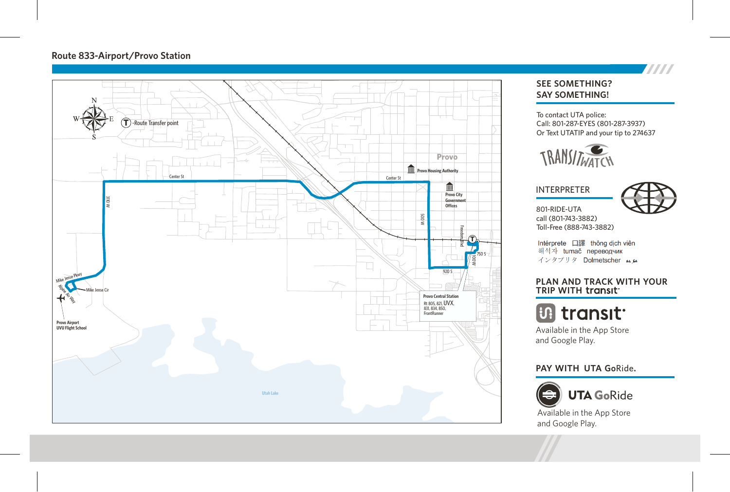## Route 833-Airport/Provo Station

T -Route Transfer point

Center St

Center St

Provo

Provo Housing Authority

Provo City Government Offices

3110 W

500 W

Freedom Blvd

750 S

100 W

920 S

Mike Jense Pkwy

Mike Jense Cir

Alpine Air Way

Provo Airport
UVU Flight School

Provo Central Station
Rt 805, 821, UVX, 831, 834, 850, FrontRunner

Utah Lake

### SEE SOMETHING? SAY SOMETHING!

To contact UTA police:
Call: 801-287-EYES (801-287-3937)
Or Text UTATIP and your tip to 274637

TRANSIT WATCH

### INTERPRETER

801-RIDE-UTA
call (801-743-3882)
Toll-Free (888-743-3882)

Intérprete 口譯 thông dịch viên 해석자 tumač переводчик インタプリタ Dolmetscher

### PLAN AND TRACK WITH YOUR TRIP WITH transit

transit

Available in the App Store and Google Play.

### PAY WITH UTA GoRide.

UTA GoRide

Available in the App Store and Google Play.